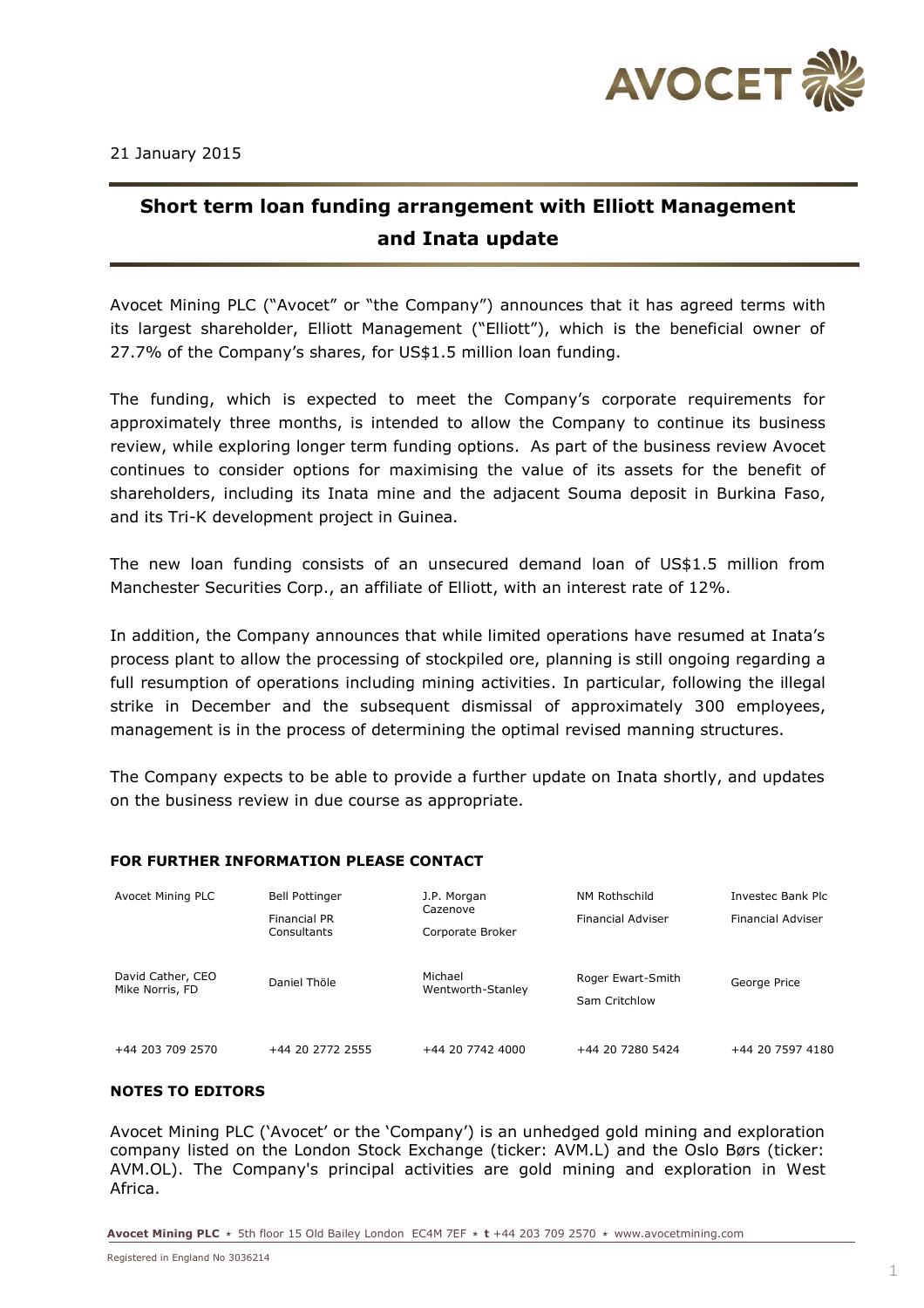21 January 2015

# Short term loan funding arrangement with Elliott Management and Inata update

Avocet Mining PLC ("Avocet" or "the Company") announces that it has agreed terms with its largest shareholder, Elliott Management ("Elliott"), which is the beneficial owner of 27.7% of the Company's shares, for US$1.5 million loan funding.

The funding, which is expected to meet the Company's corporate requirements for approximately three months, is intended to allow the Company to continue its business review, while exploring longer term funding options. As part of the business review Avocet continues to consider options for maximising the value of its assets for the benefit of shareholders, including its Inata mine and the adjacent Souma deposit in Burkina Faso, and its Tri-K development project in Guinea.

The new loan funding consists of an unsecured demand loan of US$1.5 million from Manchester Securities Corp., an affiliate of Elliott, with an interest rate of 12%.

In addition, the Company announces that while limited operations have resumed at Inata's process plant to allow the processing of stockpiled ore, planning is still ongoing regarding a full resumption of operations including mining activities. In particular, following the illegal strike in December and the subsequent dismissal of approximately 300 employees, management is in the process of determining the optimal revised manning structures.

The Company expects to be able to provide a further update on Inata shortly, and updates on the business review in due course as appropriate.

**FOR FURTHER INFORMATION PLEASE CONTACT**

| Avocet Mining PLC | Bell Pottinger<br>Financial PR Consultants | J.P. Morgan Cazenove<br>Corporate Broker | NM Rothschild<br>Financial Adviser | Investec Bank Plc<br>Financial Adviser |
|---|---|---|---|---|
| David Cather, CEO<br>Mike Norris, FD | Daniel Thöle | Michael Wentworth-Stanley | Roger Ewart-Smith<br>Sam Critchlow | George Price |
| +44 203 709 2570 | +44 20 2772 2555 | +44 20 7742 4000 | +44 20 7280 5424 | +44 20 7597 4180 |

**NOTES TO EDITORS**

Avocet Mining PLC ('Avocet' or the 'Company') is an unhedged gold mining and exploration company listed on the London Stock Exchange (ticker: AVM.L) and the Oslo Børs (ticker: AVM.OL). The Company's principal activities are gold mining and exploration in West Africa.

**Avocet Mining PLC** ⋆ 5th floor 15 Old Bailey London EC4M 7EF ⋆ **t** +44 203 709 2570 ⋆ www.avocetmining.com

Registered in England No 3036214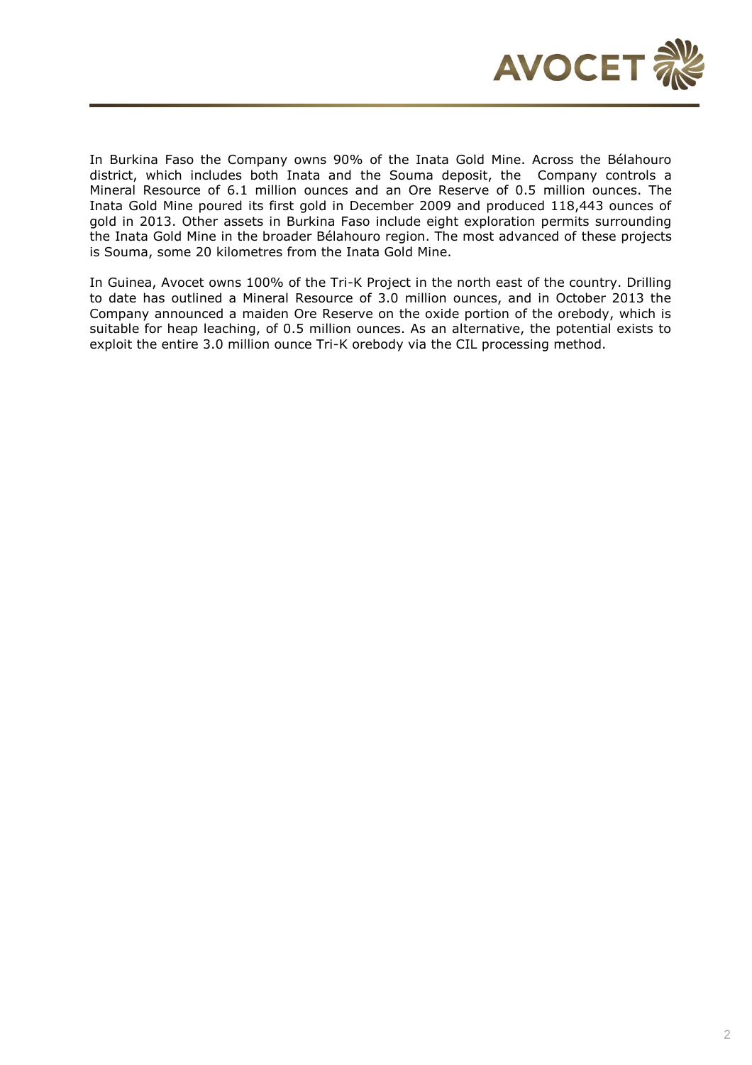In Burkina Faso the Company owns 90% of the Inata Gold Mine. Across the Bélahouro district, which includes both Inata and the Souma deposit, the Company controls a Mineral Resource of 6.1 million ounces and an Ore Reserve of 0.5 million ounces. The Inata Gold Mine poured its first gold in December 2009 and produced 118,443 ounces of gold in 2013. Other assets in Burkina Faso include eight exploration permits surrounding the Inata Gold Mine in the broader Bélahouro region. The most advanced of these projects is Souma, some 20 kilometres from the Inata Gold Mine.

In Guinea, Avocet owns 100% of the Tri-K Project in the north east of the country. Drilling to date has outlined a Mineral Resource of 3.0 million ounces, and in October 2013 the Company announced a maiden Ore Reserve on the oxide portion of the orebody, which is suitable for heap leaching, of 0.5 million ounces. As an alternative, the potential exists to exploit the entire 3.0 million ounce Tri-K orebody via the CIL processing method.